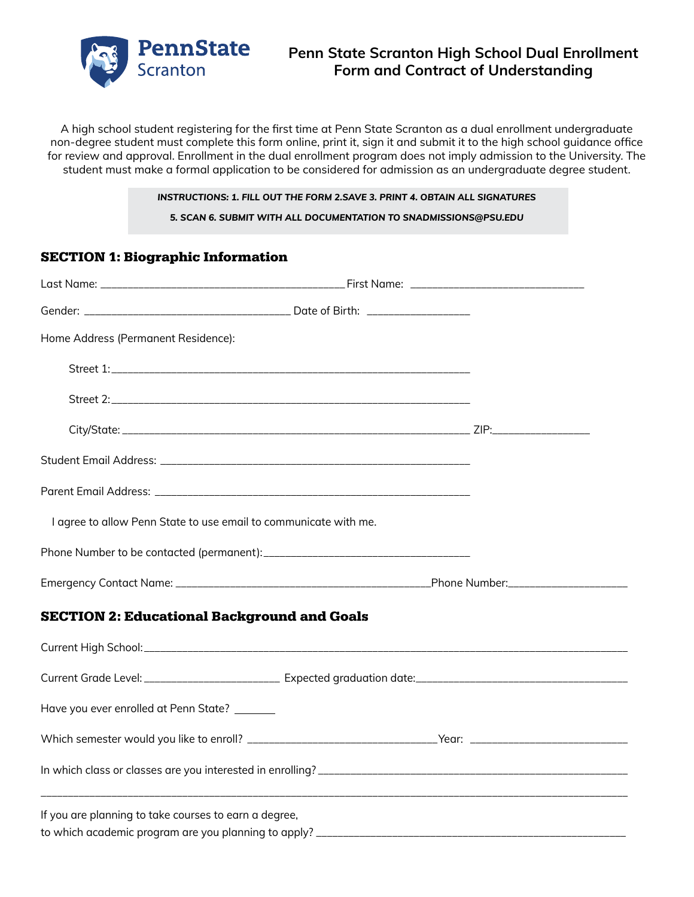# Penn State Scranton High School Dual Enrollment Form and Contract of Understanding

A high school student registering for the first time at Penn State Scranton as a dual enrollment undergraduate non-degree student must complete this form online, print it, sign it and submit it to the high school guidance office for review and approval. Enrollment in the dual enrollment program does not imply admission to the University. The student must make a formal application to be considered for admission as an undergraduate degree student.

***INSTRUCTIONS: 1. FILL OUT THE FORM 2.SAVE 3. PRINT 4. OBTAIN ALL SIGNATURES***

***5. SCAN 6. SUBMIT WITH ALL DOCUMENTATION TO SNADMISSIONS@PSU.EDU***

## SECTION 1: Biographic Information

Last Name: ________________________________________ First Name: ____________________________

Gender: __________________________________ Date of Birth: _________________

Home Address (Permanent Residence):

Street 1: ___________________________________________________________

Street 2: ___________________________________________________________

City/State: ________________________________________________________ ZIP: ________________

Student Email Address: ______________________________________________________

Parent Email Address: _______________________________________________________

I agree to allow Penn State to use email to communicate with me.

Phone Number to be contacted (permanent): __________________________________

Emergency Contact Name: ________________________________________ Phone Number: ____________________

## SECTION 2: Educational Background and Goals

Current High School: _____________________________________________________________________________________

Current Grade Level: ______________________ Expected graduation date: ___________________________________

Have you ever enrolled at Penn State? _______

Which semester would you like to enroll? _______________________________ Year: __________________________

In which class or classes are you interested in enrolling? ______________________________________________________

_______________________________________________________________________________________________________

If you are planning to take courses to earn a degree, to which academic program are you planning to apply? __________________________________________________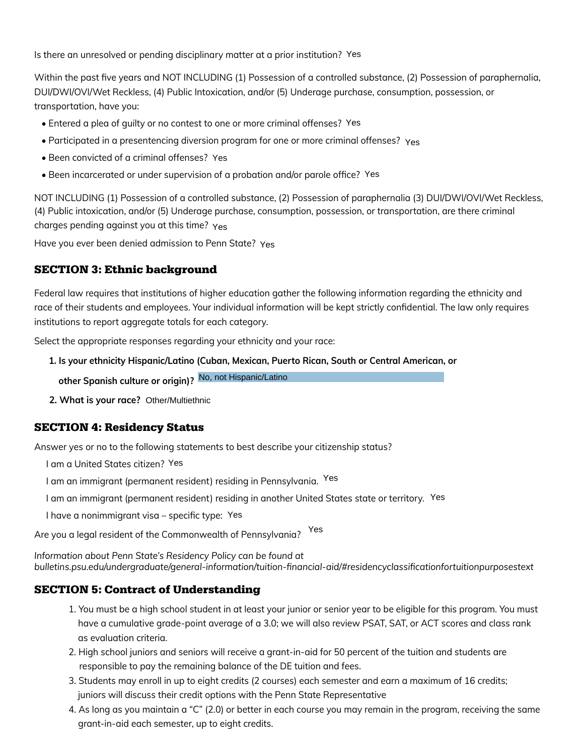Is there an unresolved or pending disciplinary matter at a prior institution? Yes

Within the past five years and NOT INCLUDING (1) Possession of a controlled substance, (2) Possession of paraphernalia, DUI/DWI/OVI/Wet Reckless, (4) Public Intoxication, and/or (5) Underage purchase, consumption, possession, or transportation, have you:

- Entered a plea of guilty or no contest to one or more criminal offenses? Yes
- Participated in a presentencing diversion program for one or more criminal offenses? Yes
- Been convicted of a criminal offenses? Yes
- Been incarcerated or under supervision of a probation and/or parole office? Yes

NOT INCLUDING (1) Possession of a controlled substance, (2) Possession of paraphernalia (3) DUI/DWI/OVI/Wet Reckless, (4) Public intoxication, and/or (5) Underage purchase, consumption, possession, or transportation, are there criminal charges pending against you at this time? Yes

Have you ever been denied admission to Penn State? Yes

## SECTION 3: Ethnic background

Federal law requires that institutions of higher education gather the following information regarding the ethnicity and race of their students and employees. Your individual information will be kept strictly confidential. The law only requires institutions to report aggregate totals for each category.

Select the appropriate responses regarding your ethnicity and your race:

1. **Is your ethnicity Hispanic/Latino (Cuban, Mexican, Puerto Rican, South or Central American, or other Spanish culture or origin)?** No, not Hispanic/Latino
2. **What is your race?** Other/Multiethnic

## SECTION 4: Residency Status

Answer yes or no to the following statements to best describe your citizenship status?

I am a United States citizen? Yes

I am an immigrant (permanent resident) residing in Pennsylvania. Yes

I am an immigrant (permanent resident) residing in another United States state or territory. Yes

I have a nonimmigrant visa – specific type: Yes

Are you a legal resident of the Commonwealth of Pennsylvania? Yes

*Information about Penn State's Residency Policy can be found at bulletins.psu.edu/undergraduate/general-information/tuition-financial-aid/#residencyclassificationfortuitionpurposestext*

## SECTION 5: Contract of Understanding

1. You must be a high school student in at least your junior or senior year to be eligible for this program. You must have a cumulative grade-point average of a 3.0; we will also review PSAT, SAT, or ACT scores and class rank as evaluation criteria.
2. High school juniors and seniors will receive a grant-in-aid for 50 percent of the tuition and students are responsible to pay the remaining balance of the DE tuition and fees.
3. Students may enroll in up to eight credits (2 courses) each semester and earn a maximum of 16 credits; juniors will discuss their credit options with the Penn State Representative
4. As long as you maintain a "C" (2.0) or better in each course you may remain in the program, receiving the same grant-in-aid each semester, up to eight credits.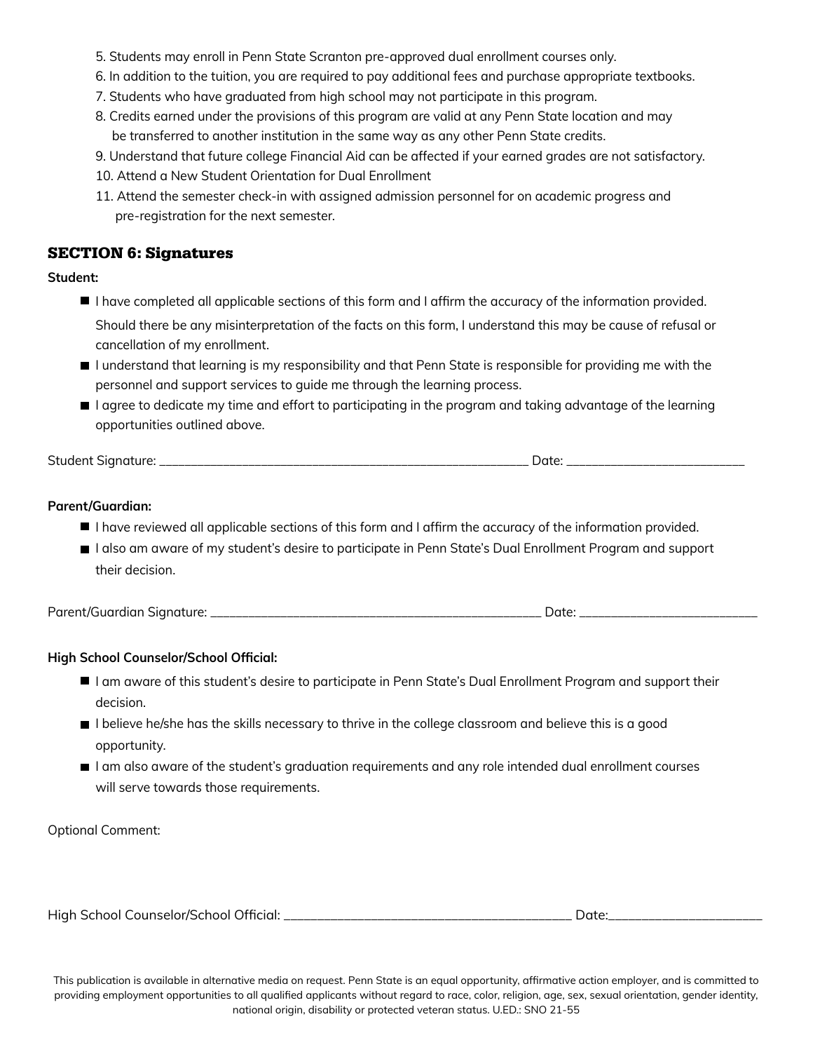5. Students may enroll in Penn State Scranton pre-approved dual enrollment courses only.
6. In addition to the tuition, you are required to pay additional fees and purchase appropriate textbooks.
7. Students who have graduated from high school may not participate in this program.
8. Credits earned under the provisions of this program are valid at any Penn State location and may be transferred to another institution in the same way as any other Penn State credits.
9. Understand that future college Financial Aid can be affected if your earned grades are not satisfactory.
10. Attend a New Student Orientation for Dual Enrollment
11. Attend the semester check-in with assigned admission personnel for on academic progress and pre-registration for the next semester.

## SECTION 6: Signatures

**Student:**

- I have completed all applicable sections of this form and I affirm the accuracy of the information provided. Should there be any misinterpretation of the facts on this form, I understand this may be cause of refusal or cancellation of my enrollment.
- I understand that learning is my responsibility and that Penn State is responsible for providing me with the personnel and support services to guide me through the learning process.
- I agree to dedicate my time and effort to participating in the program and taking advantage of the learning opportunities outlined above.

Student Signature: ______________________________________________________ Date: ___________________________

**Parent/Guardian:**

- I have reviewed all applicable sections of this form and I affirm the accuracy of the information provided.
- I also am aware of my student's desire to participate in Penn State's Dual Enrollment Program and support their decision.

Parent/Guardian Signature: ________________________________________________ Date: ___________________________

**High School Counselor/School Official:**

- I am aware of this student's desire to participate in Penn State's Dual Enrollment Program and support their decision.
- I believe he/she has the skills necessary to thrive in the college classroom and believe this is a good opportunity.
- I am also aware of the student's graduation requirements and any role intended dual enrollment courses will serve towards those requirements.

Optional Comment:

High School Counselor/School Official: __________________________________________ Date:________________________

This publication is available in alternative media on request. Penn State is an equal opportunity, affirmative action employer, and is committed to providing employment opportunities to all qualified applicants without regard to race, color, religion, age, sex, sexual orientation, gender identity, national origin, disability or protected veteran status. U.ED.: SNO 21-55